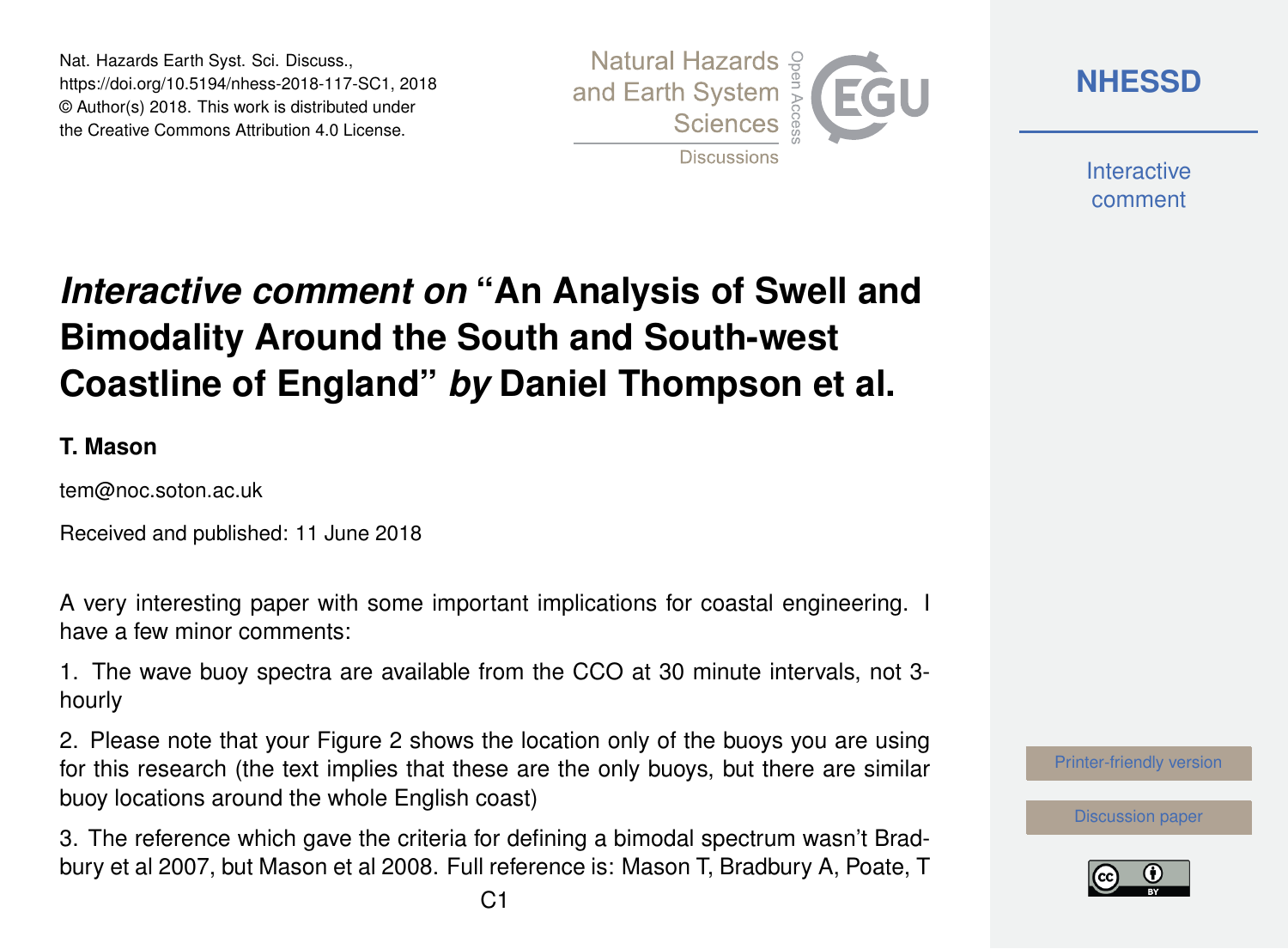# *Interactive comment on* "An Analysis of Swell and Bimodality Around the South and South-west Coastline of England" *by* Daniel Thompson et al.

**T. Mason**

tem@noc.soton.ac.uk

Received and published: 11 June 2018

A very interesting paper with some important implications for coastal engineering. I have a few minor comments:

1. The wave buoy spectra are available from the CCO at 30 minute intervals, not 3-hourly

2. Please note that your Figure 2 shows the location only of the buoys you are using for this research (the text implies that these are the only buoys, but there are similar buoy locations around the whole English coast)

3. The reference which gave the criteria for defining a bimodal spectrum wasn't Bradbury et al 2007, but Mason et al 2008. Full reference is: Mason T, Bradbury A, Poate, T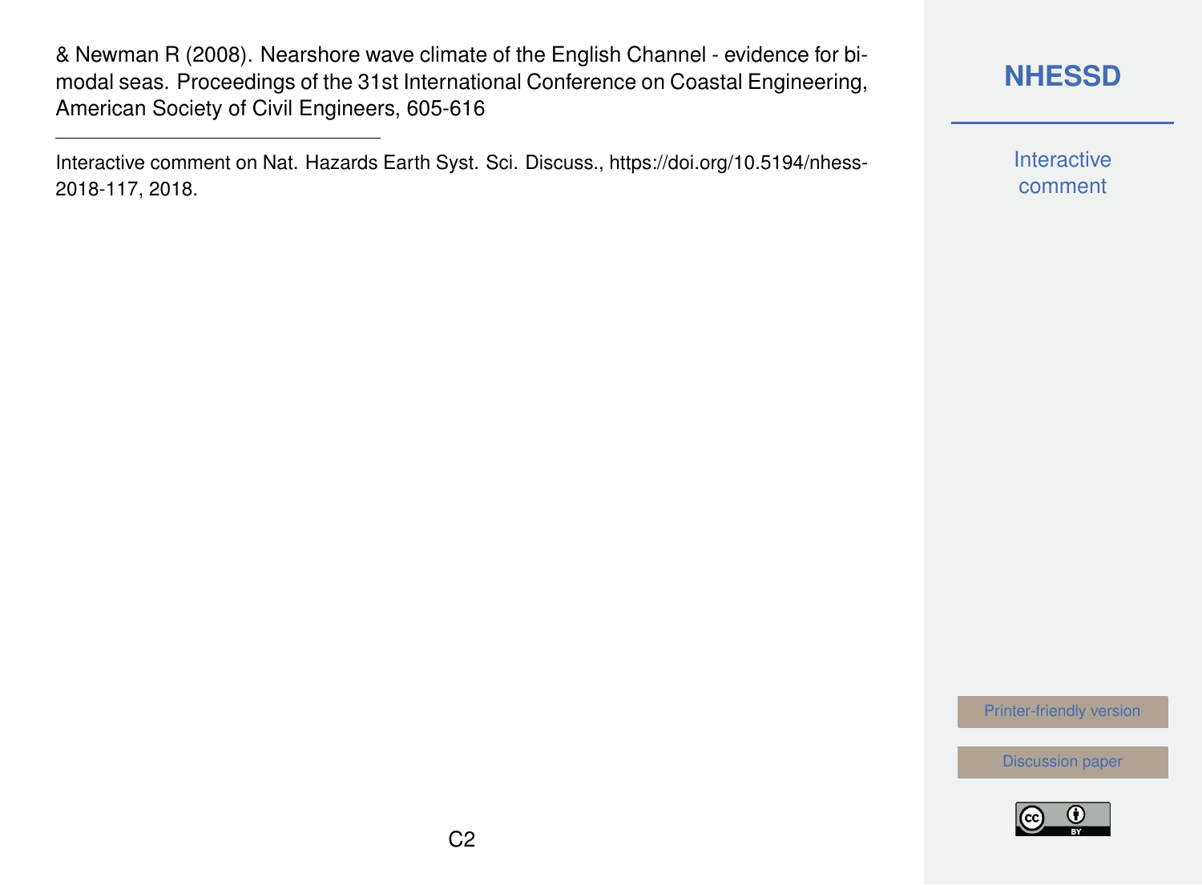& Newman R (2008). Nearshore wave climate of the English Channel - evidence for bi-modal seas. Proceedings of the 31st International Conference on Coastal Engineering, American Society of Civil Engineers, 605-616

---

Interactive comment on Nat. Hazards Earth Syst. Sci. Discuss., https://doi.org/10.5194/nhess-2018-117, 2018.